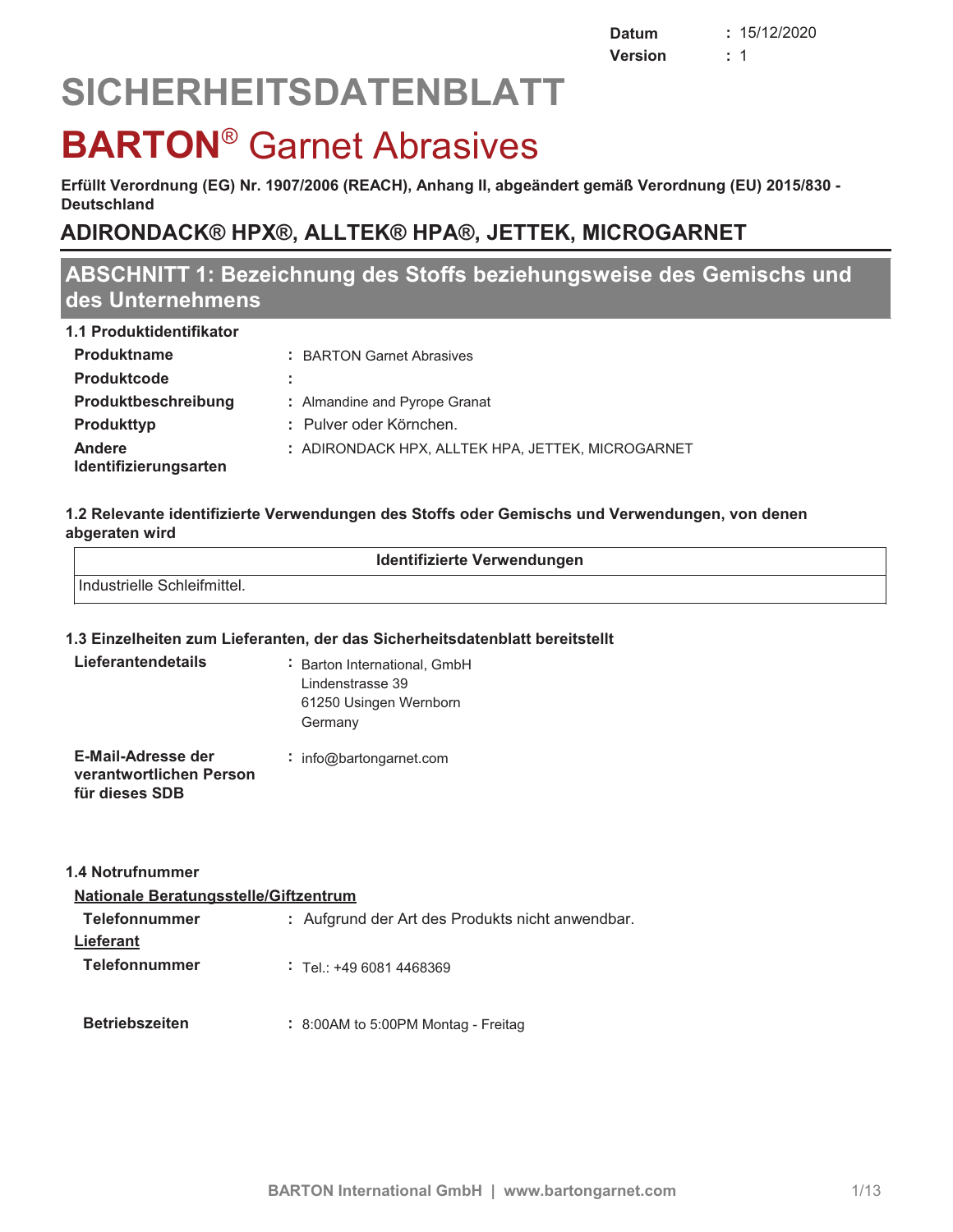| | |
|---|---|
| **Datum** | : 15/12/2020 |
| **Version** | : 1 |

# SICHERHEITSDATENBLATT

# BARTON® Garnet Abrasives

**Erfüllt Verordnung (EG) Nr. 1907/2006 (REACH), Anhang II, abgeändert gemäß Verordnung (EU) 2015/830 - Deutschland**

## ADIRONDACK® HPX®, ALLTEK® HPA®, JETTEK, MICROGARNET

## ABSCHNITT 1: Bezeichnung des Stoffs beziehungsweise des Gemischs und des Unternehmens

### 1.1 Produktidentifikator

| | |
|---|---|
| **Produktname** | : BARTON Garnet Abrasives |
| **Produktcode** | : |
| **Produktbeschreibung** | : Almandine and Pyrope Granat |
| **Produkttyp** | : Pulver oder Körnchen. |
| **Andere Identifizierungsarten** | : ADIRONDACK HPX, ALLTEK HPA, JETTEK, MICROGARNET |

### 1.2 Relevante identifizierte Verwendungen des Stoffs oder Gemischs und Verwendungen, von denen abgeraten wird

| Identifizierte Verwendungen |
|---|
| Industrielle Schleifmittel. |

### 1.3 Einzelheiten zum Lieferanten, der das Sicherheitsdatenblatt bereitstellt

**Lieferantendetails** : Barton International, GmbH
Lindenstrasse 39
61250 Usingen Wernborn
Germany

**E-Mail-Adresse der verantwortlichen Person für dieses SDB** : info@bartongarnet.com

### 1.4 Notrufnummer

**Nationale Beratungsstelle/Giftzentrum**

| | |
|---|---|
| **Telefonnummer** | : Aufgrund der Art des Produkts nicht anwendbar. |

**Lieferant**

| | |
|---|---|
| **Telefonnummer** | : Tel.: +49 6081 4468369 |
| **Betriebszeiten** | : 8:00AM to 5:00PM Montag - Freitag |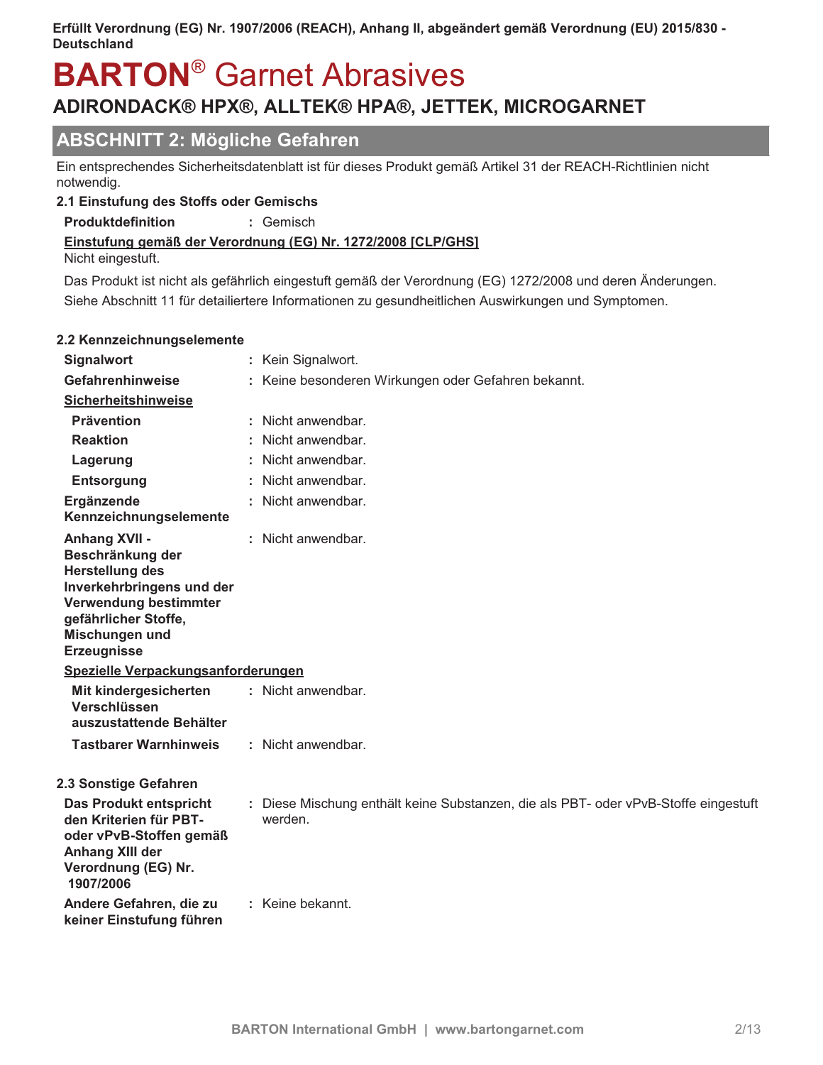## ABSCHNITT 2: Mögliche Gefahren

Ein entsprechendes Sicherheitsdatenblatt ist für dieses Produkt gemäß Artikel 31 der REACH-Richtlinien nicht notwendig.

### 2.1 Einstufung des Stoffs oder Gemischs

**Produktdefinition** : Gemisch

**Einstufung gemäß der Verordnung (EG) Nr. 1272/2008 [CLP/GHS]**

Nicht eingestuft.

Das Produkt ist nicht als gefährlich eingestuft gemäß der Verordnung (EG) 1272/2008 und deren Änderungen.

Siehe Abschnitt 11 für detailliertere Informationen zu gesundheitlichen Auswirkungen und Symptomen.

### 2.2 Kennzeichnungselemente

**Signalwort** : Kein Signalwort.

**Gefahrenhinweise** : Keine besonderen Wirkungen oder Gefahren bekannt.

**Sicherheitshinweise**

- **Prävention** : Nicht anwendbar.
- **Reaktion** : Nicht anwendbar.
- **Lagerung** : Nicht anwendbar.
- **Entsorgung** : Nicht anwendbar.

**Ergänzende Kennzeichnungselemente** : Nicht anwendbar.

**Anhang XVII - Beschränkung der Herstellung des Inverkehrbringens und der Verwendung bestimmter gefährlicher Stoffe, Mischungen und Erzeugnisse** : Nicht anwendbar.

**Spezielle Verpackungsanforderungen**

- **Mit kindergesicherten Verschlüssen auszustattende Behälter** : Nicht anwendbar.
- **Tastbarer Warnhinweis** : Nicht anwendbar.

### 2.3 Sonstige Gefahren

**Das Produkt entspricht den Kriterien für PBT- oder vPvB-Stoffen gemäß Anhang XIII der Verordnung (EG) Nr. 1907/2006** : Diese Mischung enthält keine Substanzen, die als PBT- oder vPvB-Stoffe eingestuft werden.

**Andere Gefahren, die zu keiner Einstufung führen** : Keine bekannt.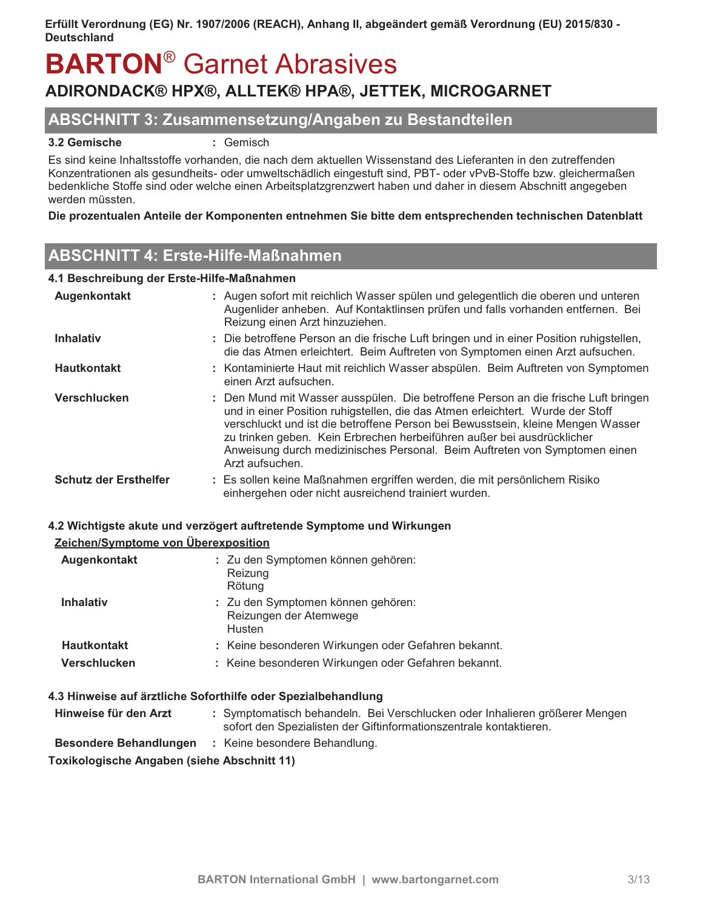## ABSCHNITT 3: Zusammensetzung/Angaben zu Bestandteilen

**3.2 Gemische** : Gemisch

Es sind keine Inhaltsstoffe vorhanden, die nach dem aktuellen Wissenstand des Lieferanten in den zutreffenden Konzentrationen als gesundheits- oder umweltschädlich eingestuft sind, PBT- oder vPvB-Stoffe bzw. gleichermaßen bedenkliche Stoffe sind oder welche einen Arbeitsplatzgrenzwert haben und daher in diesem Abschnitt angegeben werden müssten.

**Die prozentualen Anteile der Komponenten entnehmen Sie bitte dem entsprechenden technischen Datenblatt**

## ABSCHNITT 4: Erste-Hilfe-Maßnahmen

### 4.1 Beschreibung der Erste-Hilfe-Maßnahmen

**Augenkontakt** : Augen sofort mit reichlich Wasser spülen und gelegentlich die oberen und unteren Augenlider anheben. Auf Kontaktlinsen prüfen und falls vorhanden entfernen. Bei Reizung einen Arzt hinzuziehen.

**Inhalativ** : Die betroffene Person an die frische Luft bringen und in einer Position ruhigstellen, die das Atmen erleichtert. Beim Auftreten von Symptomen einen Arzt aufsuchen.

**Hautkontakt** : Kontaminierte Haut mit reichlich Wasser abspülen. Beim Auftreten von Symptomen einen Arzt aufsuchen.

**Verschlucken** : Den Mund mit Wasser ausspülen. Die betroffene Person an die frische Luft bringen und in einer Position ruhigstellen, die das Atmen erleichtert. Wurde der Stoff verschluckt und ist die betroffene Person bei Bewusstsein, kleine Mengen Wasser zu trinken geben. Kein Erbrechen herbeiführen außer bei ausdrücklicher Anweisung durch medizinisches Personal. Beim Auftreten von Symptomen einen Arzt aufsuchen.

**Schutz der Ersthelfer** : Es sollen keine Maßnahmen ergriffen werden, die mit persönlichem Risiko einhergehen oder nicht ausreichend trainiert wurden.

### 4.2 Wichtigste akute und verzögert auftretende Symptome und Wirkungen

**Zeichen/Symptome von Überexposition**

**Augenkontakt** : Zu den Symptomen können gehören:
Reizung
Rötung

**Inhalativ** : Zu den Symptomen können gehören:
Reizungen der Atemwege
Husten

**Hautkontakt** : Keine besonderen Wirkungen oder Gefahren bekannt.

**Verschlucken** : Keine besonderen Wirkungen oder Gefahren bekannt.

### 4.3 Hinweise auf ärztliche Soforthilfe oder Spezialbehandlung

**Hinweise für den Arzt** : Symptomatisch behandeln. Bei Verschlucken oder Inhalieren größerer Mengen sofort den Spezialisten der Giftinformationszentrale kontaktieren.

**Besondere Behandlungen** : Keine besondere Behandlung.

**Toxikologische Angaben (siehe Abschnitt 11)**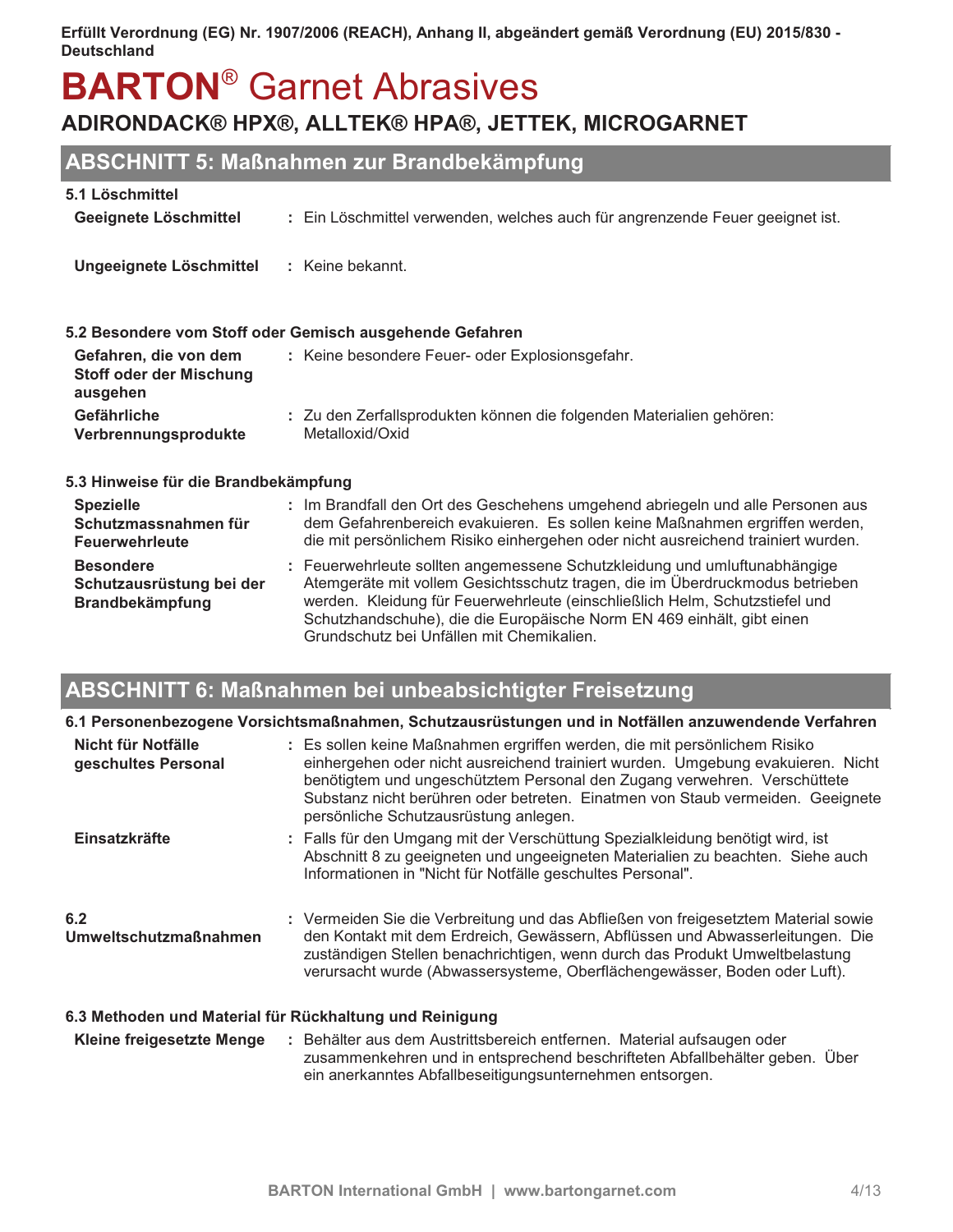## ABSCHNITT 5: Maßnahmen zur Brandbekämpfung

### 5.1 Löschmittel

**Geeignete Löschmittel** : Ein Löschmittel verwenden, welches auch für angrenzende Feuer geeignet ist.

**Ungeeignete Löschmittel** : Keine bekannt.

### 5.2 Besondere vom Stoff oder Gemisch ausgehende Gefahren

**Gefahren, die von dem Stoff oder der Mischung ausgehen** : Keine besondere Feuer- oder Explosionsgefahr.

**Gefährliche Verbrennungsprodukte** : Zu den Zerfallsprodukten können die folgenden Materialien gehören: Metalloxid/Oxid

### 5.3 Hinweise für die Brandbekämpfung

**Spezielle Schutzmassnahmen für Feuerwehrleute** : Im Brandfall den Ort des Geschehens umgehend abriegeln und alle Personen aus dem Gefahrenbereich evakuieren. Es sollen keine Maßnahmen ergriffen werden, die mit persönlichem Risiko einhergehen oder nicht ausreichend trainiert wurden.

**Besondere Schutzausrüstung bei der Brandbekämpfung** : Feuerwehrleute sollten angemessene Schutzkleidung und umluftunabhängige Atemgeräte mit vollem Gesichtsschutz tragen, die im Überdruckmodus betrieben werden. Kleidung für Feuerwehrleute (einschließlich Helm, Schutzstiefel und Schutzhandschuhe), die die Europäische Norm EN 469 einhält, gibt einen Grundschutz bei Unfällen mit Chemikalien.

## ABSCHNITT 6: Maßnahmen bei unbeabsichtigter Freisetzung

### 6.1 Personenbezogene Vorsichtsmaßnahmen, Schutzausrüstungen und in Notfällen anzuwendende Verfahren

**Nicht für Notfälle geschultes Personal** : Es sollen keine Maßnahmen ergriffen werden, die mit persönlichem Risiko einhergehen oder nicht ausreichend trainiert wurden. Umgebung evakuieren. Nicht benötigtem und ungeschütztem Personal den Zugang verwehren. Verschüttete Substanz nicht berühren oder betreten. Einatmen von Staub vermeiden. Geeignete persönliche Schutzausrüstung anlegen.

**Einsatzkräfte** : Falls für den Umgang mit der Verschüttung Spezialkleidung benötigt wird, ist Abschnitt 8 zu geeigneten und ungeeigneten Materialien zu beachten. Siehe auch Informationen in "Nicht für Notfälle geschultes Personal".

**6.2 Umweltschutzmaßnahmen** : Vermeiden Sie die Verbreitung und das Abfließen von freigesetztem Material sowie den Kontakt mit dem Erdreich, Gewässern, Abflüssen und Abwasserleitungen. Die zuständigen Stellen benachrichtigen, wenn durch das Produkt Umweltbelastung verursacht wurde (Abwassersysteme, Oberflächengewässer, Boden oder Luft).

### 6.3 Methoden und Material für Rückhaltung und Reinigung

**Kleine freigesetzte Menge** : Behälter aus dem Austrittsbereich entfernen. Material aufsaugen oder zusammenkehren und in entsprechend beschrifteten Abfallbehälter geben. Über ein anerkanntes Abfallbeseitigungsunternehmen entsorgen.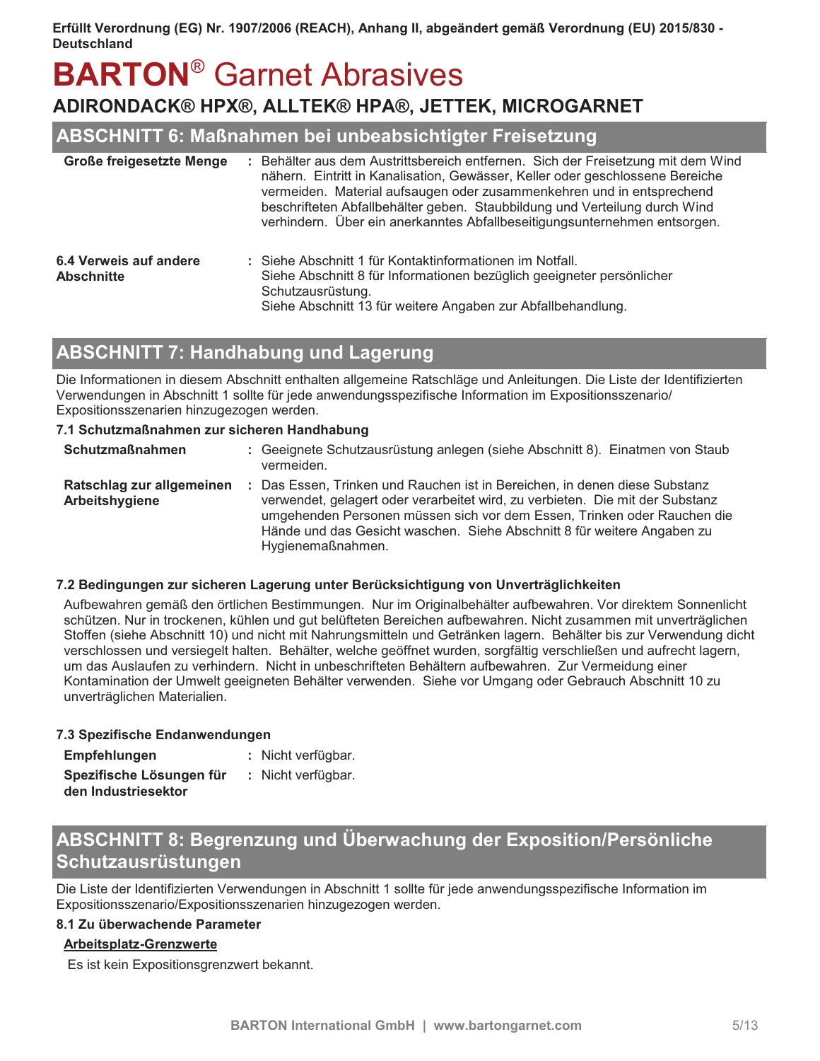Erfüllt Verordnung (EG) Nr. 1907/2006 (REACH), Anhang II, abgeändert gemäß Verordnung (EU) 2015/830 - Deutschland

# BARTON® Garnet Abrasives

## ADIRONDACK® HPX®, ALLTEK® HPA®, JETTEK, MICROGARNET

## ABSCHNITT 6: Maßnahmen bei unbeabsichtigter Freisetzung

**Große freigesetzte Menge** : Behälter aus dem Austrittsbereich entfernen. Sich der Freisetzung mit dem Wind nähern. Eintritt in Kanalisation, Gewässer, Keller oder geschlossene Bereiche vermeiden. Material aufsaugen oder zusammenkehren und in entsprechend beschrifteten Abfallbehälter geben. Staubbildung und Verteilung durch Wind verhindern. Über ein anerkanntes Abfallbeseitigungsunternehmen entsorgen.

**6.4 Verweis auf andere Abschnitte** : Siehe Abschnitt 1 für Kontaktinformationen im Notfall.
Siehe Abschnitt 8 für Informationen bezüglich geeigneter persönlicher Schutzausrüstung.
Siehe Abschnitt 13 für weitere Angaben zur Abfallbehandlung.

## ABSCHNITT 7: Handhabung und Lagerung

Die Informationen in diesem Abschnitt enthalten allgemeine Ratschläge und Anleitungen. Die Liste der Identifizierten Verwendungen in Abschnitt 1 sollte für jede anwendungsspezifische Information im Expositionsszenario/ Expositionsszenarien hinzugezogen werden.

### 7.1 Schutzmaßnahmen zur sicheren Handhabung

**Schutzmaßnahmen** : Geeignete Schutzausrüstung anlegen (siehe Abschnitt 8). Einatmen von Staub vermeiden.

**Ratschlag zur allgemeinen Arbeitshygiene** : Das Essen, Trinken und Rauchen ist in Bereichen, in denen diese Substanz verwendet, gelagert oder verarbeitet wird, zu verbieten. Die mit der Substanz umgehenden Personen müssen sich vor dem Essen, Trinken oder Rauchen die Hände und das Gesicht waschen. Siehe Abschnitt 8 für weitere Angaben zu Hygienemaßnahmen.

### 7.2 Bedingungen zur sicheren Lagerung unter Berücksichtigung von Unverträglichkeiten

Aufbewahren gemäß den örtlichen Bestimmungen. Nur im Originalbehälter aufbewahren. Vor direktem Sonnenlicht schützen. Nur in trockenen, kühlen und gut belüfteten Bereichen aufbewahren. Nicht zusammen mit unverträglichen Stoffen (siehe Abschnitt 10) und nicht mit Nahrungsmitteln und Getränken lagern. Behälter bis zur Verwendung dicht verschlossen und versiegelt halten. Behälter, welche geöffnet wurden, sorgfältig verschließen und aufrecht lagern, um das Auslaufen zu verhindern. Nicht in unbeschrifteten Behältern aufbewahren. Zur Vermeidung einer Kontamination der Umwelt geeigneten Behälter verwenden. Siehe vor Umgang oder Gebrauch Abschnitt 10 zu unverträglichen Materialien.

### 7.3 Spezifische Endanwendungen

**Empfehlungen** : Nicht verfügbar.

**Spezifische Lösungen für den Industriesektor** : Nicht verfügbar.

## ABSCHNITT 8: Begrenzung und Überwachung der Exposition/Persönliche Schutzausrüstungen

Die Liste der Identifizierten Verwendungen in Abschnitt 1 sollte für jede anwendungsspezifische Information im Expositionsszenario/Expositionsszenarien hinzugezogen werden.

### 8.1 Zu überwachende Parameter

**Arbeitsplatz-Grenzwerte**

Es ist kein Expositionsgrenzwert bekannt.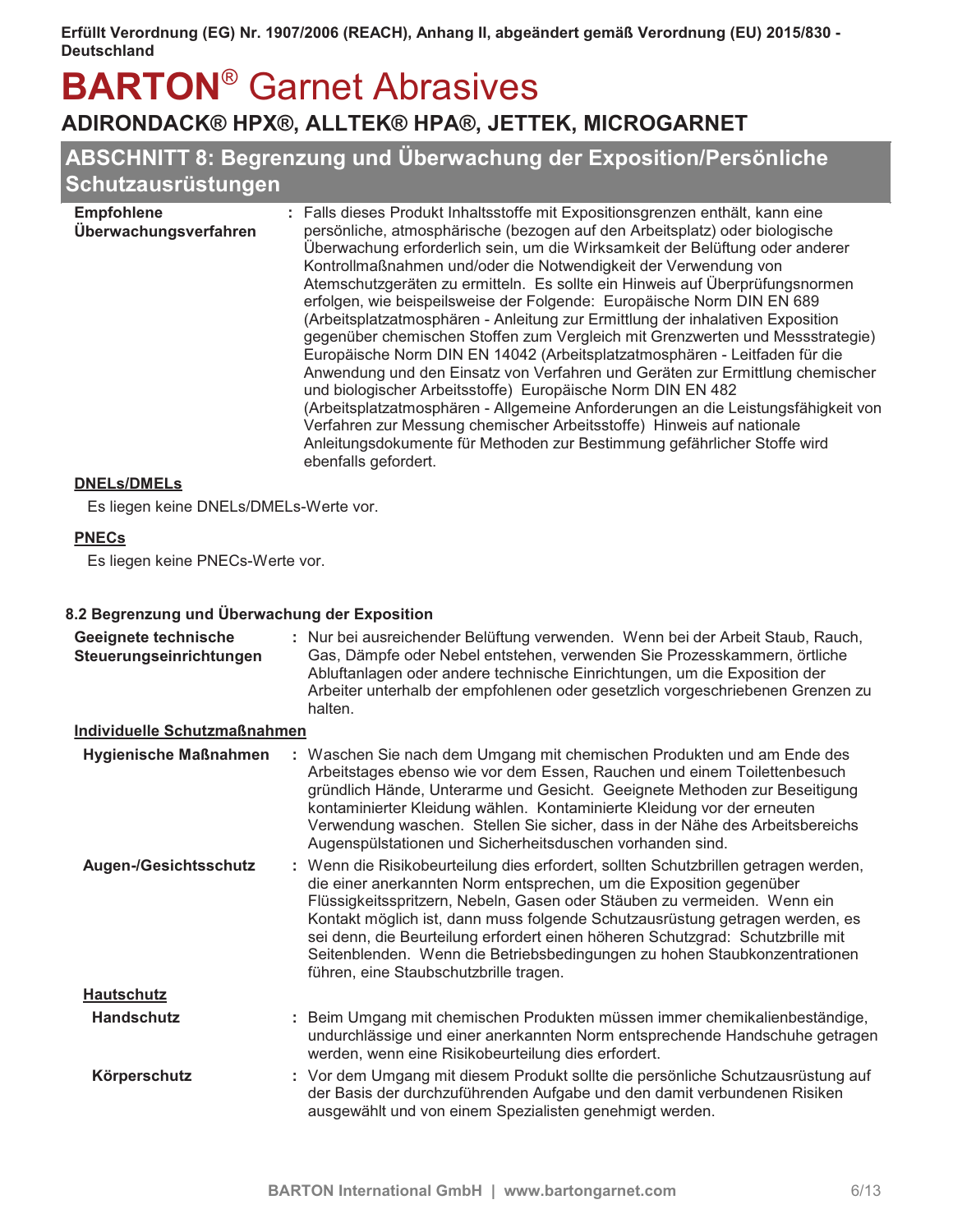## ABSCHNITT 8: Begrenzung und Überwachung der Exposition/Persönliche Schutzausrüstungen

**Empfohlene Überwachungsverfahren** : Falls dieses Produkt Inhaltsstoffe mit Expositionsgrenzen enthält, kann eine persönliche, atmosphärische (bezogen auf den Arbeitsplatz) oder biologische Überwachung erforderlich sein, um die Wirksamkeit der Belüftung oder anderer Kontrollmaßnahmen und/oder die Notwendigkeit der Verwendung von Atemschutzgeräten zu ermitteln. Es sollte ein Hinweis auf Überprüfungsnormen erfolgen, wie beispielsweise der Folgende: Europäische Norm DIN EN 689 (Arbeitsplatzatmosphären - Anleitung zur Ermittlung der inhalativen Exposition gegenüber chemischen Stoffen zum Vergleich mit Grenzwerten und Messstrategie) Europäische Norm DIN EN 14042 (Arbeitsplatzatmosphären - Leitfaden für die Anwendung und den Einsatz von Verfahren und Geräten zur Ermittlung chemischer und biologischer Arbeitsstoffe) Europäische Norm DIN EN 482 (Arbeitsplatzatmosphären - Allgemeine Anforderungen an die Leistungsfähigkeit von Verfahren zur Messung chemischer Arbeitsstoffe) Hinweis auf nationale Anleitungsdokumente für Methoden zur Bestimmung gefährlicher Stoffe wird ebenfalls gefordert.

**DNELs/DMELs**

Es liegen keine DNELs/DMELs-Werte vor.

**PNECs**

Es liegen keine PNECs-Werte vor.

### 8.2 Begrenzung und Überwachung der Exposition

**Geeignete technische Steuerungseinrichtungen** : Nur bei ausreichender Belüftung verwenden. Wenn bei der Arbeit Staub, Rauch, Gas, Dämpfe oder Nebel entstehen, verwenden Sie Prozesskammern, örtliche Abluftanlagen oder andere technische Einrichtungen, um die Exposition der Arbeiter unterhalb der empfohlenen oder gesetzlich vorgeschriebenen Grenzen zu halten.

**Individuelle Schutzmaßnahmen**

**Hygienische Maßnahmen** : Waschen Sie nach dem Umgang mit chemischen Produkten und am Ende des Arbeitstages ebenso wie vor dem Essen, Rauchen und einem Toilettenbesuch gründlich Hände, Unterarme und Gesicht. Geeignete Methoden zur Beseitigung kontaminierter Kleidung wählen. Kontaminierte Kleidung vor der erneuten Verwendung waschen. Stellen Sie sicher, dass in der Nähe des Arbeitsbereichs Augenspülstationen und Sicherheitsduschen vorhanden sind.

**Augen-/Gesichtsschutz** : Wenn die Risikobeurteilung dies erfordert, sollten Schutzbrillen getragen werden, die einer anerkannten Norm entsprechen, um die Exposition gegenüber Flüssigkeitsspritzern, Nebeln, Gasen oder Stäuben zu vermeiden. Wenn ein Kontakt möglich ist, dann muss folgende Schutzausrüstung getragen werden, es sei denn, die Beurteilung erfordert einen höheren Schutzgrad: Schutzbrille mit Seitenblenden. Wenn die Betriebsbedingungen zu hohen Staubkonzentrationen führen, eine Staubschutzbrille tragen.

**Hautschutz**

**Handschutz** : Beim Umgang mit chemischen Produkten müssen immer chemikalienbeständige, undurchlässige und einer anerkannten Norm entsprechende Handschuhe getragen werden, wenn eine Risikobeurteilung dies erfordert.

**Körperschutz** : Vor dem Umgang mit diesem Produkt sollte die persönliche Schutzausrüstung auf der Basis der durchzuführenden Aufgabe und den damit verbundenen Risiken ausgewählt und von einem Spezialisten genehmigt werden.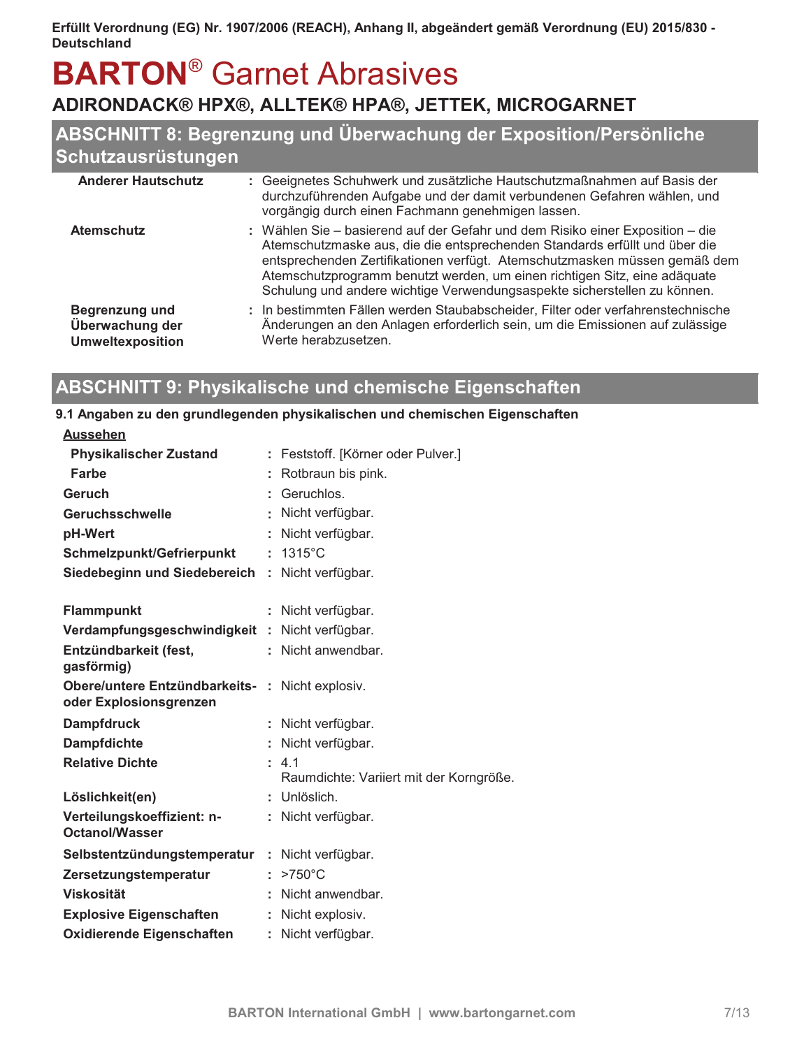## ABSCHNITT 8: Begrenzung und Überwachung der Exposition/Persönliche Schutzausrüstungen

| | |
|---|---|
| **Anderer Hautschutz** | : Geeignetes Schuhwerk und zusätzliche Hautschutzmaßnahmen auf Basis der durchzuführenden Aufgabe und der damit verbundenen Gefahren wählen, und vorgängig durch einen Fachmann genehmigen lassen. |
| **Atemschutz** | : Wählen Sie – basierend auf der Gefahr und dem Risiko einer Exposition – die Atemschutzmaske aus, die die entsprechenden Standards erfüllt und über die entsprechenden Zertifikationen verfügt. Atemschutzmasken müssen gemäß dem Atemschutzprogramm benutzt werden, um einen richtigen Sitz, eine adäquate Schulung und andere wichtige Verwendungsaspekte sicherstellen zu können. |
| **Begrenzung und Überwachung der Umweltexposition** | : In bestimmten Fällen werden Staubabscheider, Filter oder verfahrenstechnische Änderungen an den Anlagen erforderlich sein, um die Emissionen auf zulässige Werte herabzusetzen. |

## ABSCHNITT 9: Physikalische und chemische Eigenschaften

**9.1 Angaben zu den grundlegenden physikalischen und chemischen Eigenschaften**

**Aussehen**

| | |
|---|---|
| **Physikalischer Zustand** | : Feststoff. [Körner oder Pulver.] |
| **Farbe** | : Rotbraun bis pink. |
| **Geruch** | : Geruchlos. |
| **Geruchsschwelle** | : Nicht verfügbar. |
| **pH-Wert** | : Nicht verfügbar. |
| **Schmelzpunkt/Gefrierpunkt** | : 1315°C |
| **Siedebeginn und Siedebereich** | : Nicht verfügbar. |
| **Flammpunkt** | : Nicht verfügbar. |
| **Verdampfungsgeschwindigkeit** | : Nicht verfügbar. |
| **Entzündbarkeit (fest, gasförmig)** | : Nicht anwendbar. |
| **Obere/untere Entzündbarkeits- oder Explosionsgrenzen** | : Nicht explosiv. |
| **Dampfdruck** | : Nicht verfügbar. |
| **Dampfdichte** | : Nicht verfügbar. |
| **Relative Dichte** | : 4.1<br>Raumdichte: Variiert mit der Korngröße. |
| **Löslichkeit(en)** | : Unlöslich. |
| **Verteilungskoeffizient: n-Octanol/Wasser** | : Nicht verfügbar. |
| **Selbstentzündungstemperatur** | : Nicht verfügbar. |
| **Zersetzungstemperatur** | : >750°C |
| **Viskosität** | : Nicht anwendbar. |
| **Explosive Eigenschaften** | : Nicht explosiv. |
| **Oxidierende Eigenschaften** | : Nicht verfügbar. |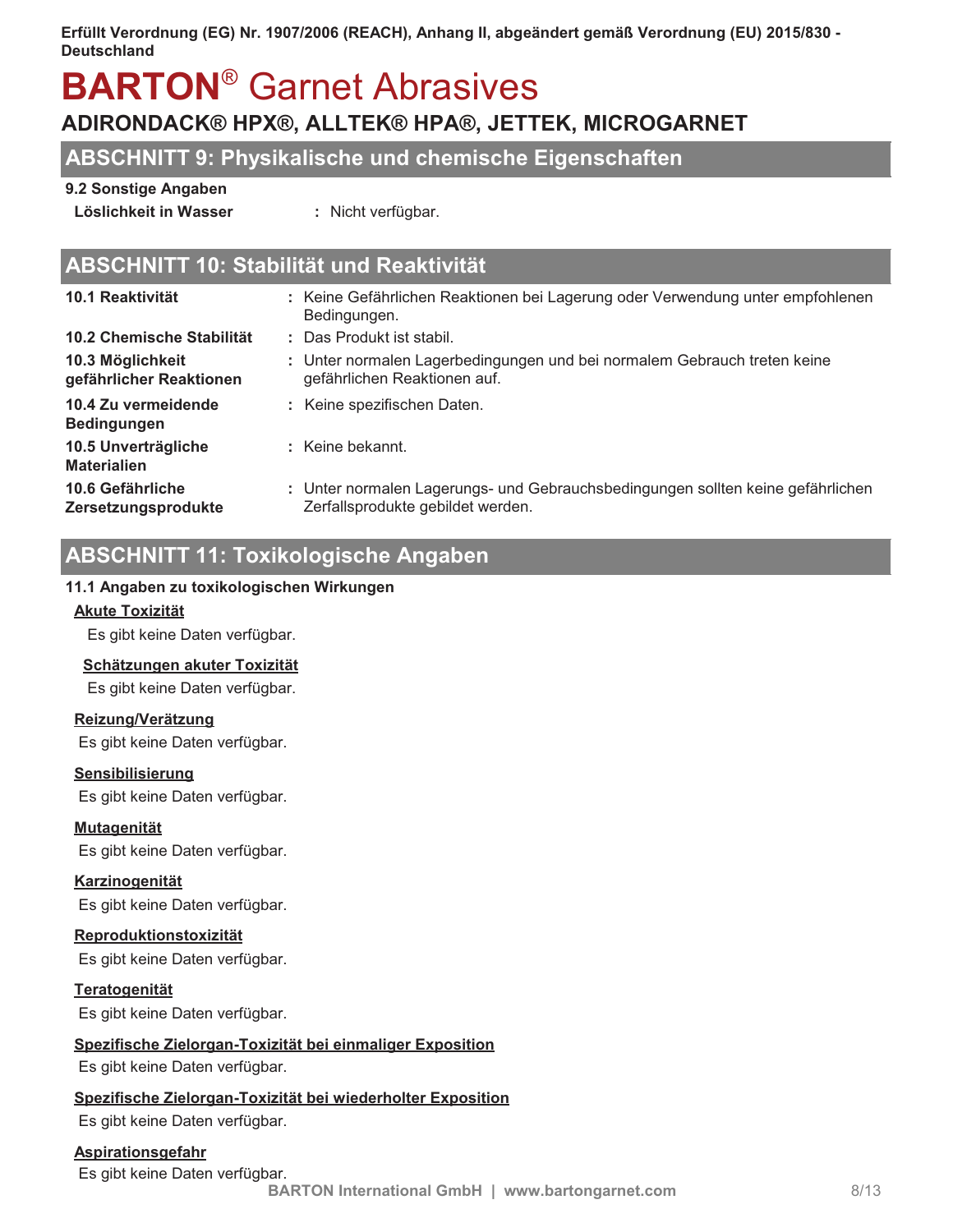## ABSCHNITT 9: Physikalische und chemische Eigenschaften

**9.2 Sonstige Angaben**

**Löslichkeit in Wasser** : Nicht verfügbar.

## ABSCHNITT 10: Stabilität und Reaktivität

| | |
|---|---|
| **10.1 Reaktivität** | : Keine Gefährlichen Reaktionen bei Lagerung oder Verwendung unter empfohlenen Bedingungen. |
| **10.2 Chemische Stabilität** | : Das Produkt ist stabil. |
| **10.3 Möglichkeit gefährlicher Reaktionen** | : Unter normalen Lagerbedingungen und bei normalem Gebrauch treten keine gefährlichen Reaktionen auf. |
| **10.4 Zu vermeidende Bedingungen** | : Keine spezifischen Daten. |
| **10.5 Unverträgliche Materialien** | : Keine bekannt. |
| **10.6 Gefährliche Zersetzungsprodukte** | : Unter normalen Lagerungs- und Gebrauchsbedingungen sollten keine gefährlichen Zerfallsprodukte gebildet werden. |

## ABSCHNITT 11: Toxikologische Angaben

**11.1 Angaben zu toxikologischen Wirkungen**

**Akute Toxizität**

Es gibt keine Daten verfügbar.

**Schätzungen akuter Toxizität**

Es gibt keine Daten verfügbar.

**Reizung/Verätzung**

Es gibt keine Daten verfügbar.

**Sensibilisierung**

Es gibt keine Daten verfügbar.

**Mutagenität**

Es gibt keine Daten verfügbar.

**Karzinogenität**

Es gibt keine Daten verfügbar.

**Reproduktionstoxizität**

Es gibt keine Daten verfügbar.

**Teratogenität**

Es gibt keine Daten verfügbar.

**Spezifische Zielorgan-Toxizität bei einmaliger Exposition**

Es gibt keine Daten verfügbar.

**Spezifische Zielorgan-Toxizität bei wiederholter Exposition**

Es gibt keine Daten verfügbar.

**Aspirationsgefahr**

Es gibt keine Daten verfügbar.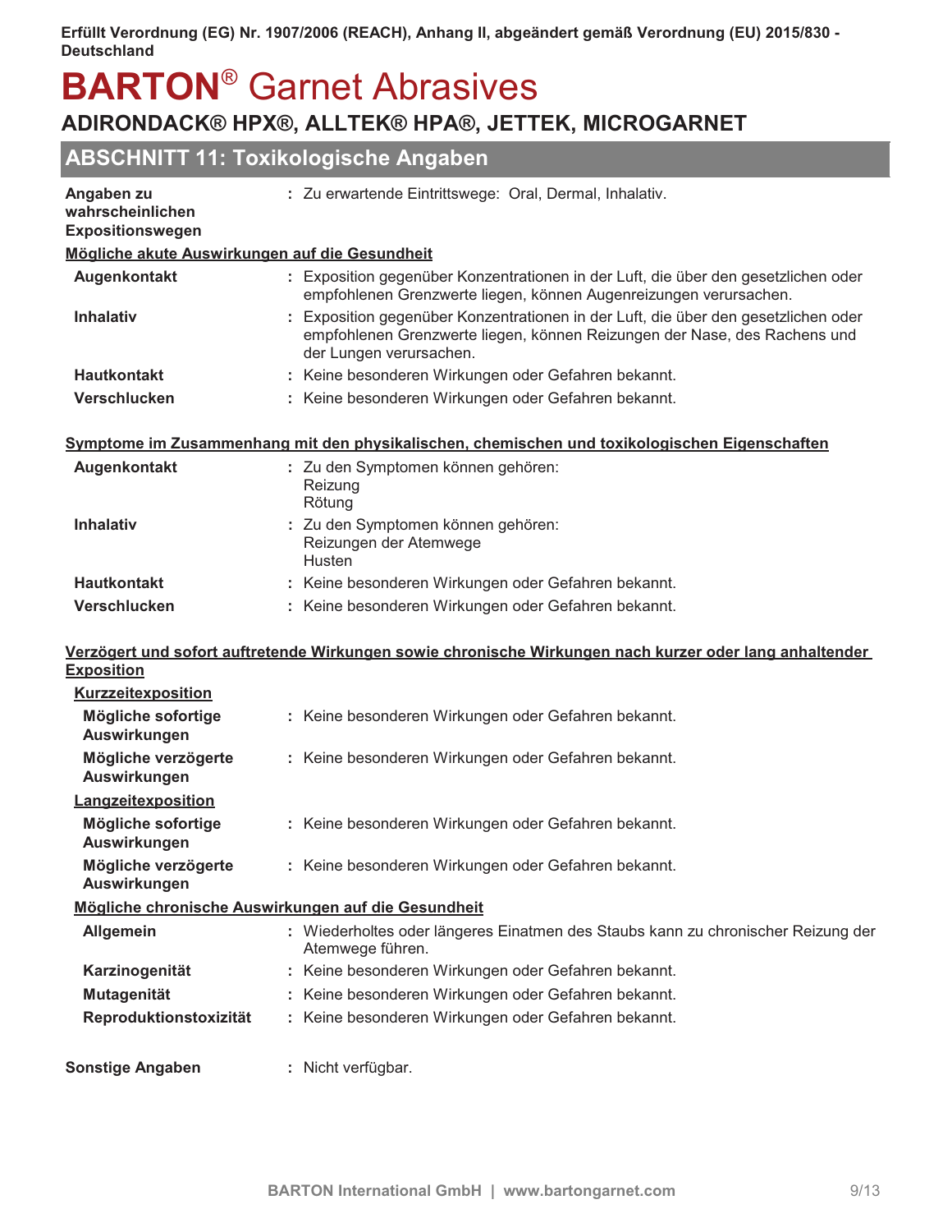# ABSCHNITT 11: Toxikologische Angaben

**Angaben zu wahrscheinlichen Expositionswegen** : Zu erwartende Eintrittswege: Oral, Dermal, Inhalativ.

**Mögliche akute Auswirkungen auf die Gesundheit**

| | |
|---|---|
| **Augenkontakt** | : Exposition gegenüber Konzentrationen in der Luft, die über den gesetzlichen oder empfohlenen Grenzwerte liegen, können Augenreizungen verursachen. |
| **Inhalativ** | : Exposition gegenüber Konzentrationen in der Luft, die über den gesetzlichen oder empfohlenen Grenzwerte liegen, können Reizungen der Nase, des Rachens und der Lungen verursachen. |
| **Hautkontakt** | : Keine besonderen Wirkungen oder Gefahren bekannt. |
| **Verschlucken** | : Keine besonderen Wirkungen oder Gefahren bekannt. |

**Symptome im Zusammenhang mit den physikalischen, chemischen und toxikologischen Eigenschaften**

| | |
|---|---|
| **Augenkontakt** | : Zu den Symptomen können gehören:<br>Reizung<br>Rötung |
| **Inhalativ** | : Zu den Symptomen können gehören:<br>Reizungen der Atemwege<br>Husten |
| **Hautkontakt** | : Keine besonderen Wirkungen oder Gefahren bekannt. |
| **Verschlucken** | : Keine besonderen Wirkungen oder Gefahren bekannt. |

**Verzögert und sofort auftretende Wirkungen sowie chronische Wirkungen nach kurzer oder lang anhaltender Exposition**

**Kurzzeitexposition**

| | |
|---|---|
| **Mögliche sofortige Auswirkungen** | : Keine besonderen Wirkungen oder Gefahren bekannt. |
| **Mögliche verzögerte Auswirkungen** | : Keine besonderen Wirkungen oder Gefahren bekannt. |

**Langzeitexposition**

| | |
|---|---|
| **Mögliche sofortige Auswirkungen** | : Keine besonderen Wirkungen oder Gefahren bekannt. |
| **Mögliche verzögerte Auswirkungen** | : Keine besonderen Wirkungen oder Gefahren bekannt. |

**Mögliche chronische Auswirkungen auf die Gesundheit**

| | |
|---|---|
| **Allgemein** | : Wiederholtes oder längeres Einatmen des Staubs kann zu chronischer Reizung der Atemwege führen. |
| **Karzinogenität** | : Keine besonderen Wirkungen oder Gefahren bekannt. |
| **Mutagenität** | : Keine besonderen Wirkungen oder Gefahren bekannt. |
| **Reproduktionstoxizität** | : Keine besonderen Wirkungen oder Gefahren bekannt. |

**Sonstige Angaben** : Nicht verfügbar.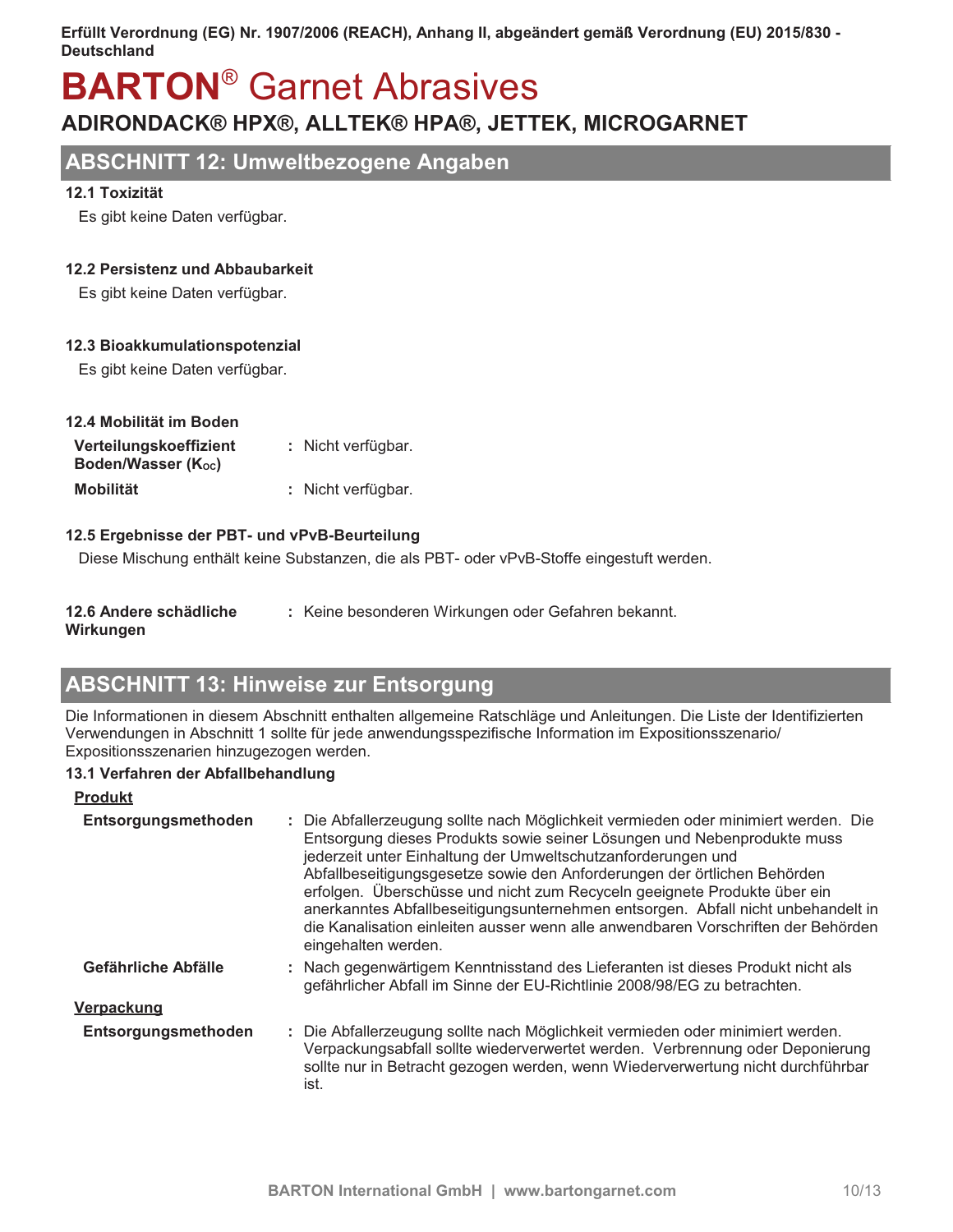## ABSCHNITT 12: Umweltbezogene Angaben

**12.1 Toxizität**

Es gibt keine Daten verfügbar.

**12.2 Persistenz und Abbaubarkeit**

Es gibt keine Daten verfügbar.

**12.3 Bioakkumulationspotenzial**

Es gibt keine Daten verfügbar.

**12.4 Mobilität im Boden**

| | |
|---|---|
| **Verteilungskoeffizient Boden/Wasser ($K_{oc}$)** | : Nicht verfügbar. |
| **Mobilität** | : Nicht verfügbar. |

**12.5 Ergebnisse der PBT- und vPvB-Beurteilung**

Diese Mischung enthält keine Substanzen, die als PBT- oder vPvB-Stoffe eingestuft werden.

| | |
|---|---|
| **12.6 Andere schädliche Wirkungen** | : Keine besonderen Wirkungen oder Gefahren bekannt. |

## ABSCHNITT 13: Hinweise zur Entsorgung

Die Informationen in diesem Abschnitt enthalten allgemeine Ratschläge und Anleitungen. Die Liste der Identifizierten Verwendungen in Abschnitt 1 sollte für jede anwendungsspezifische Information im Expositionsszenario/ Expositionsszenarien hinzugezogen werden.

**13.1 Verfahren der Abfallbehandlung**

**Produkt**

| | |
|---|---|
| **Entsorgungsmethoden** | : Die Abfallerzeugung sollte nach Möglichkeit vermieden oder minimiert werden. Die Entsorgung dieses Produkts sowie seiner Lösungen und Nebenprodukte muss jederzeit unter Einhaltung der Umweltschutzanforderungen und Abfallbeseitigungsgesetze sowie den Anforderungen der örtlichen Behörden erfolgen. Überschüsse und nicht zum Recyceln geeignete Produkte über ein anerkanntes Abfallbeseitigungsunternehmen entsorgen. Abfall nicht unbehandelt in die Kanalisation einleiten ausser wenn alle anwendbaren Vorschriften der Behörden eingehalten werden. |
| **Gefährliche Abfälle** | : Nach gegenwärtigem Kenntnisstand des Lieferanten ist dieses Produkt nicht als gefährlicher Abfall im Sinne der EU-Richtlinie 2008/98/EG zu betrachten. |

**Verpackung**

| | |
|---|---|
| **Entsorgungsmethoden** | : Die Abfallerzeugung sollte nach Möglichkeit vermieden oder minimiert werden. Verpackungsabfall sollte wiederverwertet werden. Verbrennung oder Deponierung sollte nur in Betracht gezogen werden, wenn Wiederverwertung nicht durchführbar ist. |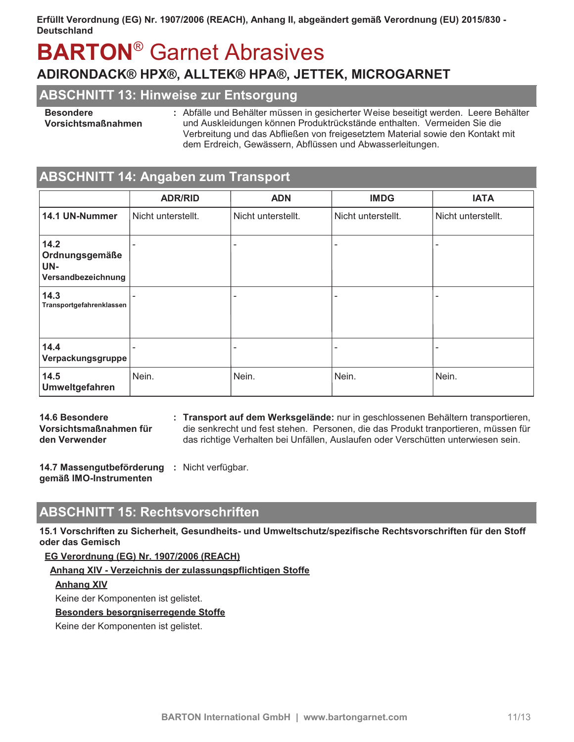## ABSCHNITT 13: Hinweise zur Entsorgung

**Besondere Vorsichtsmaßnahmen** : Abfälle und Behälter müssen in gesicherter Weise beseitigt werden. Leere Behälter und Auskleidungen können Produktrückstände enthalten. Vermeiden Sie die Verbreitung und das Abfließen von freigesetztem Material sowie den Kontakt mit dem Erdreich, Gewässern, Abflüssen und Abwasserleitungen.

## ABSCHNITT 14: Angaben zum Transport

| | ADR/RID | ADN | IMDG | IATA |
|---|---|---|---|---|
| **14.1 UN-Nummer** | Nicht unterstellt. | Nicht unterstellt. | Nicht unterstellt. | Nicht unterstellt. |
| **14.2 Ordnungsgemäße UN-Versandbezeichnung** | - | - | - | - |
| **14.3 Transportgefahrenklassen** | - | - | - | - |
| **14.4 Verpackungsgruppe** | - | - | - | - |
| **14.5 Umweltgefahren** | Nein. | Nein. | Nein. | Nein. |

**14.6 Besondere Vorsichtsmaßnahmen für den Verwender** : **Transport auf dem Werksgelände:** nur in geschlossenen Behältern transportieren, die senkrecht und fest stehen. Personen, die das Produkt tranportieren, müssen für das richtige Verhalten bei Unfällen, Auslaufen oder Verschütten unterwiesen sein.

**14.7 Massengutbeförderung gemäß IMO-Instrumenten** : Nicht verfügbar.

## ABSCHNITT 15: Rechtsvorschriften

**15.1 Vorschriften zu Sicherheit, Gesundheits- und Umweltschutz/spezifische Rechtsvorschriften für den Stoff oder das Gemisch**

**EG Verordnung (EG) Nr. 1907/2006 (REACH)**

**Anhang XIV - Verzeichnis der zulassungspflichtigen Stoffe**

**Anhang XIV**

Keine der Komponenten ist gelistet.

**Besonders besorgniserregende Stoffe**

Keine der Komponenten ist gelistet.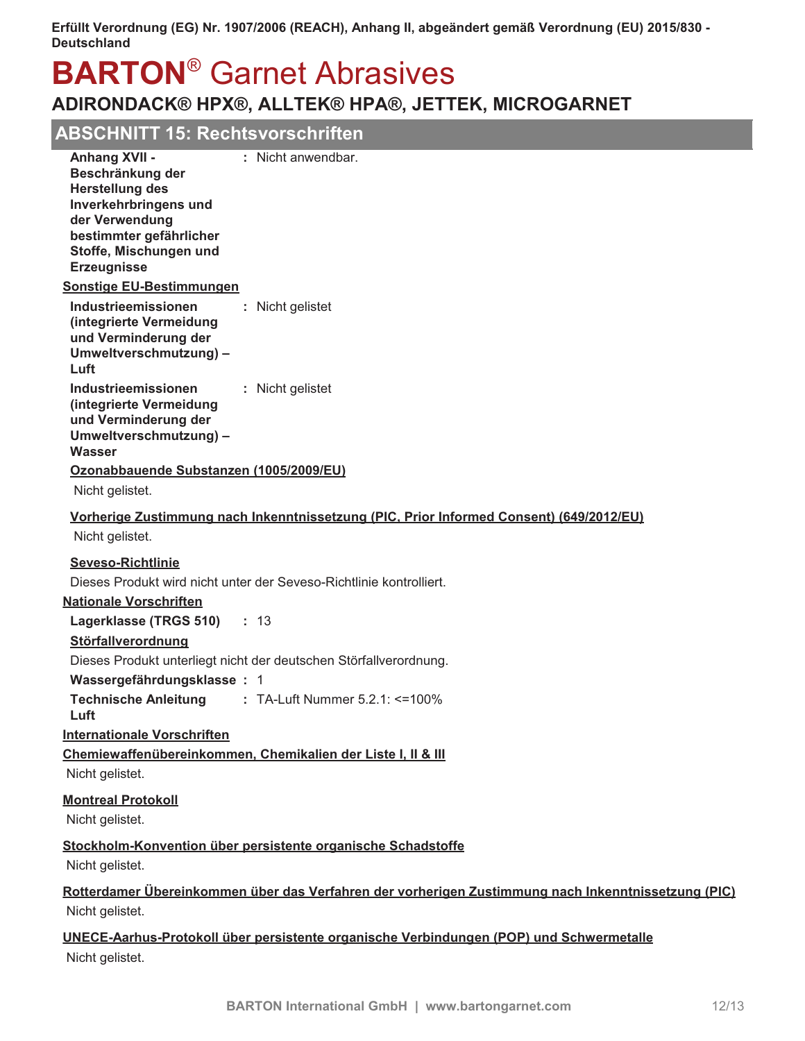## ABSCHNITT 15: Rechtsvorschriften

**Anhang XVII - Beschränkung der Herstellung des Inverkehrbringens und der Verwendung bestimmter gefährlicher Stoffe, Gemische und Erzeugnisse** : Nicht anwendbar.

**Sonstige EU-Bestimmungen**

**Industrieemissionen (integrierte Vermeidung und Verminderung der Umweltverschmutzung) – Luft** : Nicht gelistet

**Industrieemissionen (integrierte Vermeidung und Verminderung der Umweltverschmutzung) – Wasser** : Nicht gelistet

**Ozonabbauende Substanzen (1005/2009/EU)**

Nicht gelistet.

**Vorherige Zustimmung nach Inkenntnissetzung (PIC, Prior Informed Consent) (649/2012/EU)**

Nicht gelistet.

**Seveso-Richtlinie**

Dieses Produkt wird nicht unter der Seveso-Richtlinie kontrolliert.

**Nationale Vorschriften**

**Lagerklasse (TRGS 510)** : 13

**Störfallverordnung**

Dieses Produkt unterliegt nicht der deutschen Störfallverordnung.

**Wassergefährdungsklasse** : 1

**Technische Anleitung Luft** : TA-Luft Nummer 5.2.1: <=100%

**Internationale Vorschriften**

**Chemiewaffenübereinkommen, Chemikalien der Liste I, II & III**

Nicht gelistet.

**Montreal Protokoll**

Nicht gelistet.

**Stockholm-Konvention über persistente organische Schadstoffe**

Nicht gelistet.

**Rotterdamer Übereinkommen über das Verfahren der vorherigen Zustimmung nach Inkenntnissetzung (PIC)**

Nicht gelistet.

**UNECE-Aarhus-Protokoll über persistente organische Verbindungen (POP) und Schwermetalle**

Nicht gelistet.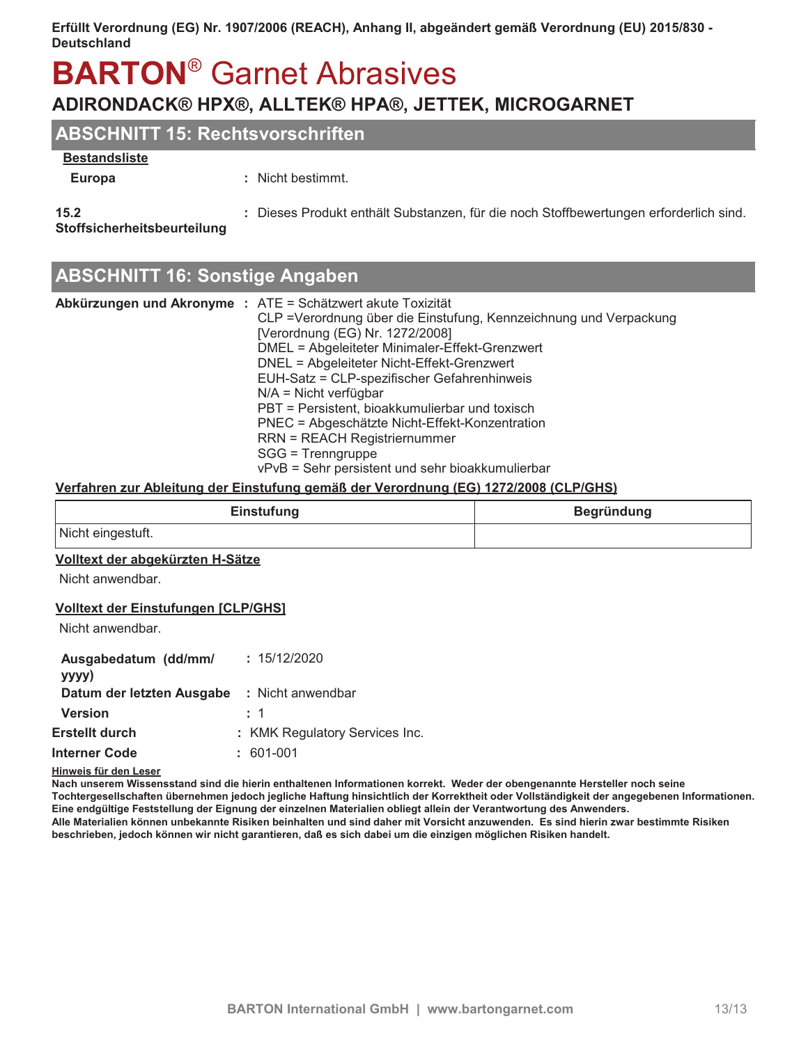## ABSCHNITT 15: Rechtsvorschriften

**Bestandsliste**

**Europa** : Nicht bestimmt.

**15.2 Stoffsicherheitsbeurteilung** : Dieses Produkt enthält Substanzen, für die noch Stoffbewertungen erforderlich sind.

## ABSCHNITT 16: Sonstige Angaben

**Abkürzungen und Akronyme** : ATE = Schätzwert akute Toxizität
CLP =Verordnung über die Einstufung, Kennzeichnung und Verpackung [Verordnung (EG) Nr. 1272/2008]
DMEL = Abgeleiteter Minimaler-Effekt-Grenzwert
DNEL = Abgeleiteter Nicht-Effekt-Grenzwert
EUH-Satz = CLP-spezifischer Gefahrenhinweis
N/A = Nicht verfügbar
PBT = Persistent, bioakkumulierbar und toxisch
PNEC = Abgeschätzte Nicht-Effekt-Konzentration
RRN = REACH Registriernummer
SGG = Trenngruppe
vPvB = Sehr persistent und sehr bioakkumulierbar

**Verfahren zur Ableitung der Einstufung gemäß der Verordnung (EG) 1272/2008 (CLP/GHS)**

| Einstufung | Begründung |
|---|---|
| Nicht eingestuft. | |

**Volltext der abgekürzten H-Sätze**

Nicht anwendbar.

**Volltext der Einstufungen [CLP/GHS]**

Nicht anwendbar.

**Ausgabedatum (dd/mm/yyyy)** : 15/12/2020

**Datum der letzten Ausgabe** : Nicht anwendbar

**Version** : 1

**Erstellt durch** : KMK Regulatory Services Inc.

**Interner Code** : 601-001

**Hinweis für den Leser**

**Nach unserem Wissensstand sind die hierin enthaltenen Informationen korrekt. Weder der obengenannte Hersteller noch seine Tochtergesellschaften übernehmen jedoch jegliche Haftung hinsichtlich der Korrektheit oder Vollständigkeit der angegebenen Informationen. Eine endgültige Feststellung der Eignung der einzelnen Materialien obliegt allein der Verantwortung des Anwenders. Alle Materialien können unbekannte Risiken beinhalten und sind daher mit Vorsicht anzuwenden. Es sind hierin zwar bestimmte Risiken beschrieben, jedoch können wir nicht garantieren, daß es sich dabei um die einzigen möglichen Risiken handelt.**